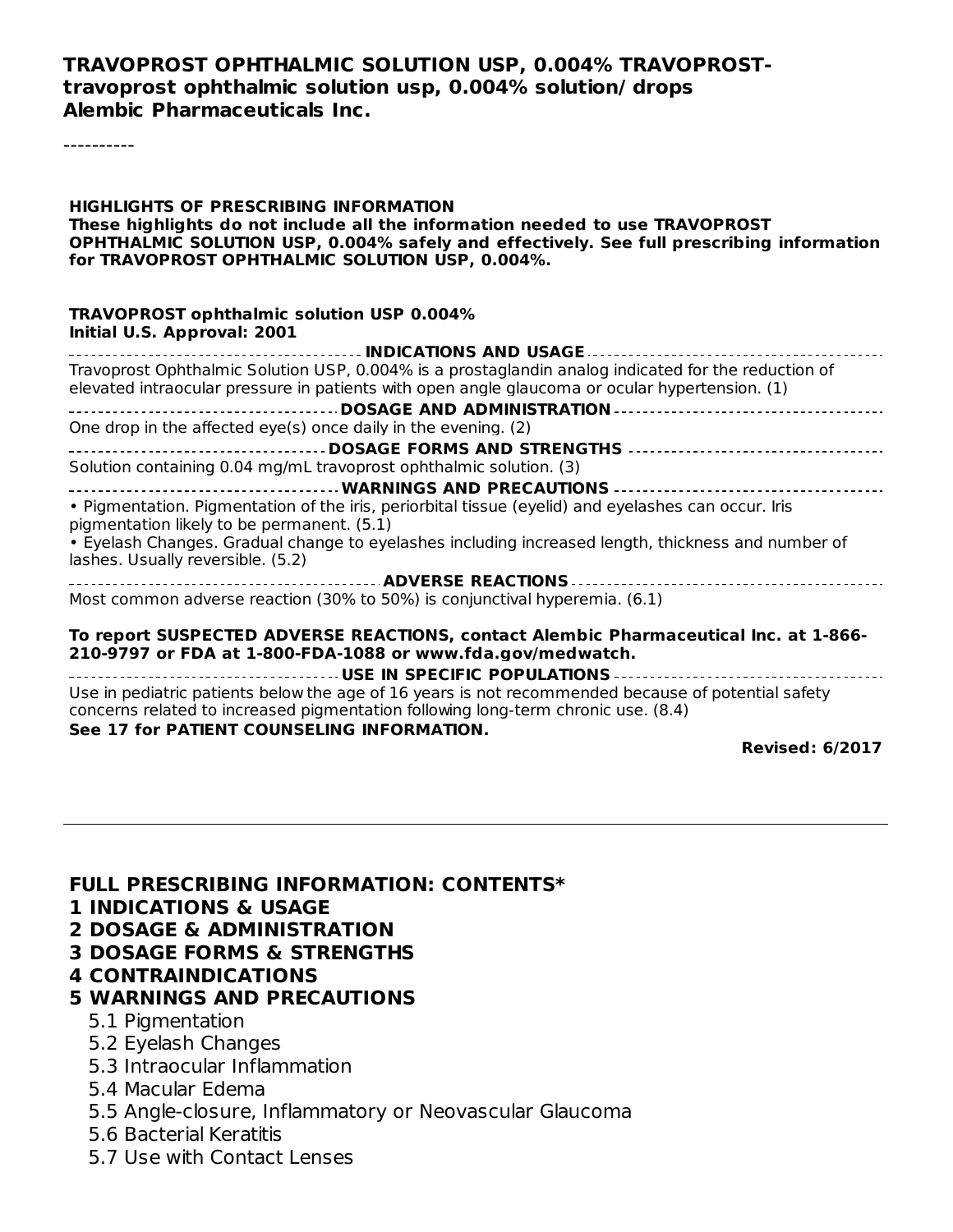**TRAVOPROST OPHTHALMIC SOLUTION USP, 0.004% TRAVOPROST- travoprost ophthalmic solution usp, 0.004% solution/ drops**
**Alembic Pharmaceuticals Inc.**

----------

**HIGHLIGHTS OF PRESCRIBING INFORMATION**
**These highlights do not include all the information needed to use TRAVOPROST OPHTHALMIC SOLUTION USP, 0.004% safely and effectively. See full prescribing information for TRAVOPROST OPHTHALMIC SOLUTION USP, 0.004%.**

**TRAVOPROST ophthalmic solution USP 0.004%**
**Initial U.S. Approval: 2001**

**INDICATIONS AND USAGE**

Travoprost Ophthalmic Solution USP, 0.004% is a prostaglandin analog indicated for the reduction of elevated intraocular pressure in patients with open angle glaucoma or ocular hypertension. (1)

**DOSAGE AND ADMINISTRATION**

One drop in the affected eye(s) once daily in the evening. (2)

**DOSAGE FORMS AND STRENGTHS**

Solution containing 0.04 mg/mL travoprost ophthalmic solution. (3)

**WARNINGS AND PRECAUTIONS**

- Pigmentation. Pigmentation of the iris, periorbital tissue (eyelid) and eyelashes can occur. Iris pigmentation likely to be permanent. (5.1)
- Eyelash Changes. Gradual change to eyelashes including increased length, thickness and number of lashes. Usually reversible. (5.2)

**ADVERSE REACTIONS**

Most common adverse reaction (30% to 50%) is conjunctival hyperemia. (6.1)

**To report SUSPECTED ADVERSE REACTIONS, contact Alembic Pharmaceutical Inc. at 1-866-210-9797 or FDA at 1-800-FDA-1088 or www.fda.gov/medwatch.**

**USE IN SPECIFIC POPULATIONS**

Use in pediatric patients below the age of 16 years is not recommended because of potential safety concerns related to increased pigmentation following long-term chronic use. (8.4)

**See 17 for PATIENT COUNSELING INFORMATION.**

**Revised: 6/2017**

---

**FULL PRESCRIBING INFORMATION: CONTENTS***

**1 INDICATIONS & USAGE**

**2 DOSAGE & ADMINISTRATION**

**3 DOSAGE FORMS & STRENGTHS**

**4 CONTRAINDICATIONS**

**5 WARNINGS AND PRECAUTIONS**

- 5.1 Pigmentation
- 5.2 Eyelash Changes
- 5.3 Intraocular Inflammation
- 5.4 Macular Edema
- 5.5 Angle-closure, Inflammatory or Neovascular Glaucoma
- 5.6 Bacterial Keratitis
- 5.7 Use with Contact Lenses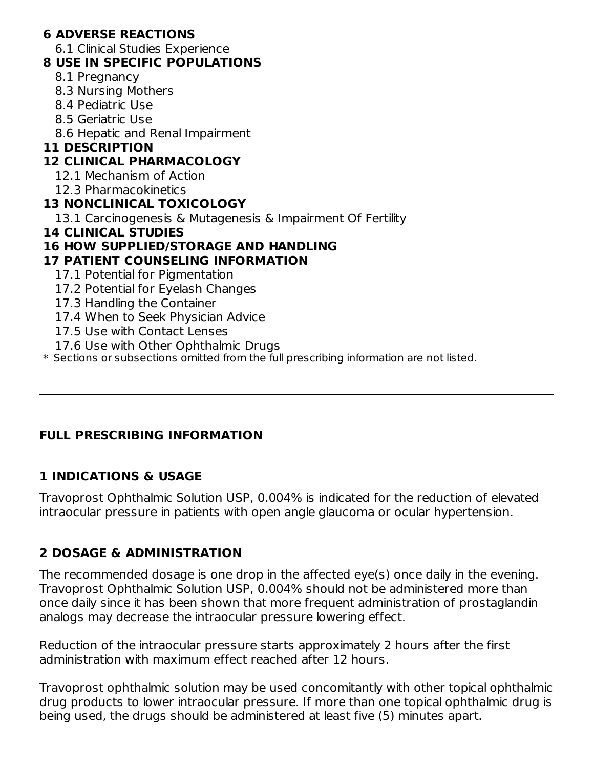**6 ADVERSE REACTIONS**

6.1 Clinical Studies Experience

**8 USE IN SPECIFIC POPULATIONS**

8.1 Pregnancy

8.3 Nursing Mothers

8.4 Pediatric Use

8.5 Geriatric Use

8.6 Hepatic and Renal Impairment

**11 DESCRIPTION**

**12 CLINICAL PHARMACOLOGY**

12.1 Mechanism of Action

12.3 Pharmacokinetics

**13 NONCLINICAL TOXICOLOGY**

13.1 Carcinogenesis & Mutagenesis & Impairment Of Fertility

**14 CLINICAL STUDIES**

**16 HOW SUPPLIED/STORAGE AND HANDLING**

**17 PATIENT COUNSELING INFORMATION**

17.1 Potential for Pigmentation

17.2 Potential for Eyelash Changes

17.3 Handling the Container

17.4 When to Seek Physician Advice

17.5 Use with Contact Lenses

17.6 Use with Other Ophthalmic Drugs

* Sections or subsections omitted from the full prescribing information are not listed.

---

## FULL PRESCRIBING INFORMATION

## 1 INDICATIONS & USAGE

Travoprost Ophthalmic Solution USP, 0.004% is indicated for the reduction of elevated intraocular pressure in patients with open angle glaucoma or ocular hypertension.

## 2 DOSAGE & ADMINISTRATION

The recommended dosage is one drop in the affected eye(s) once daily in the evening. Travoprost Ophthalmic Solution USP, 0.004% should not be administered more than once daily since it has been shown that more frequent administration of prostaglandin analogs may decrease the intraocular pressure lowering effect.

Reduction of the intraocular pressure starts approximately 2 hours after the first administration with maximum effect reached after 12 hours.

Travoprost ophthalmic solution may be used concomitantly with other topical ophthalmic drug products to lower intraocular pressure. If more than one topical ophthalmic drug is being used, the drugs should be administered at least five (5) minutes apart.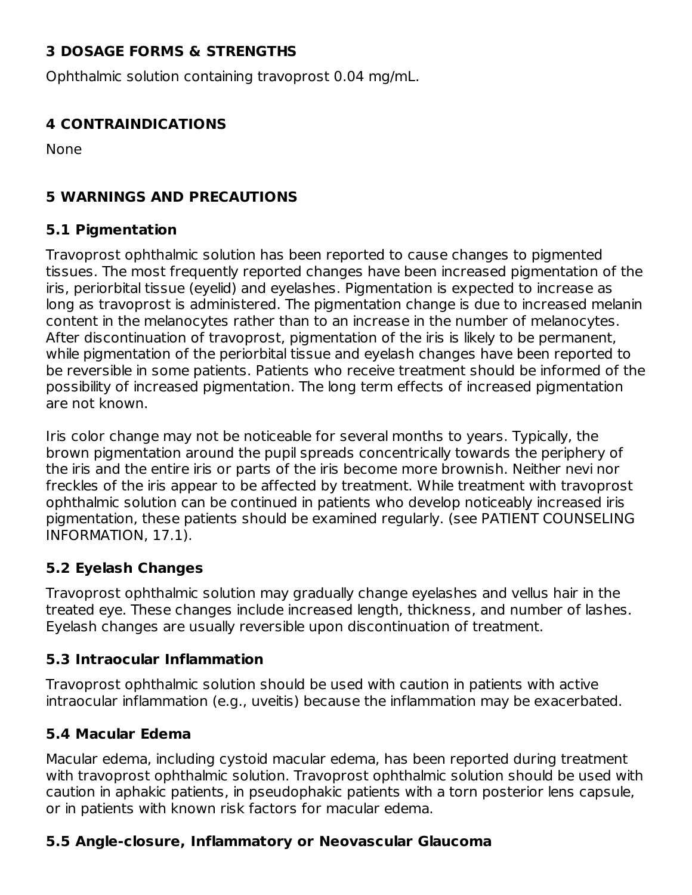## 3 DOSAGE FORMS & STRENGTHS

Ophthalmic solution containing travoprost 0.04 mg/mL.

## 4 CONTRAINDICATIONS

None

## 5 WARNINGS AND PRECAUTIONS

### 5.1 Pigmentation

Travoprost ophthalmic solution has been reported to cause changes to pigmented tissues. The most frequently reported changes have been increased pigmentation of the iris, periorbital tissue (eyelid) and eyelashes. Pigmentation is expected to increase as long as travoprost is administered. The pigmentation change is due to increased melanin content in the melanocytes rather than to an increase in the number of melanocytes. After discontinuation of travoprost, pigmentation of the iris is likely to be permanent, while pigmentation of the periorbital tissue and eyelash changes have been reported to be reversible in some patients. Patients who receive treatment should be informed of the possibility of increased pigmentation. The long term effects of increased pigmentation are not known.

Iris color change may not be noticeable for several months to years. Typically, the brown pigmentation around the pupil spreads concentrically towards the periphery of the iris and the entire iris or parts of the iris become more brownish. Neither nevi nor freckles of the iris appear to be affected by treatment. While treatment with travoprost ophthalmic solution can be continued in patients who develop noticeably increased iris pigmentation, these patients should be examined regularly. (see PATIENT COUNSELING INFORMATION, 17.1).

### 5.2 Eyelash Changes

Travoprost ophthalmic solution may gradually change eyelashes and vellus hair in the treated eye. These changes include increased length, thickness, and number of lashes. Eyelash changes are usually reversible upon discontinuation of treatment.

### 5.3 Intraocular Inflammation

Travoprost ophthalmic solution should be used with caution in patients with active intraocular inflammation (e.g., uveitis) because the inflammation may be exacerbated.

### 5.4 Macular Edema

Macular edema, including cystoid macular edema, has been reported during treatment with travoprost ophthalmic solution. Travoprost ophthalmic solution should be used with caution in aphakic patients, in pseudophakic patients with a torn posterior lens capsule, or in patients with known risk factors for macular edema.

### 5.5 Angle-closure, Inflammatory or Neovascular Glaucoma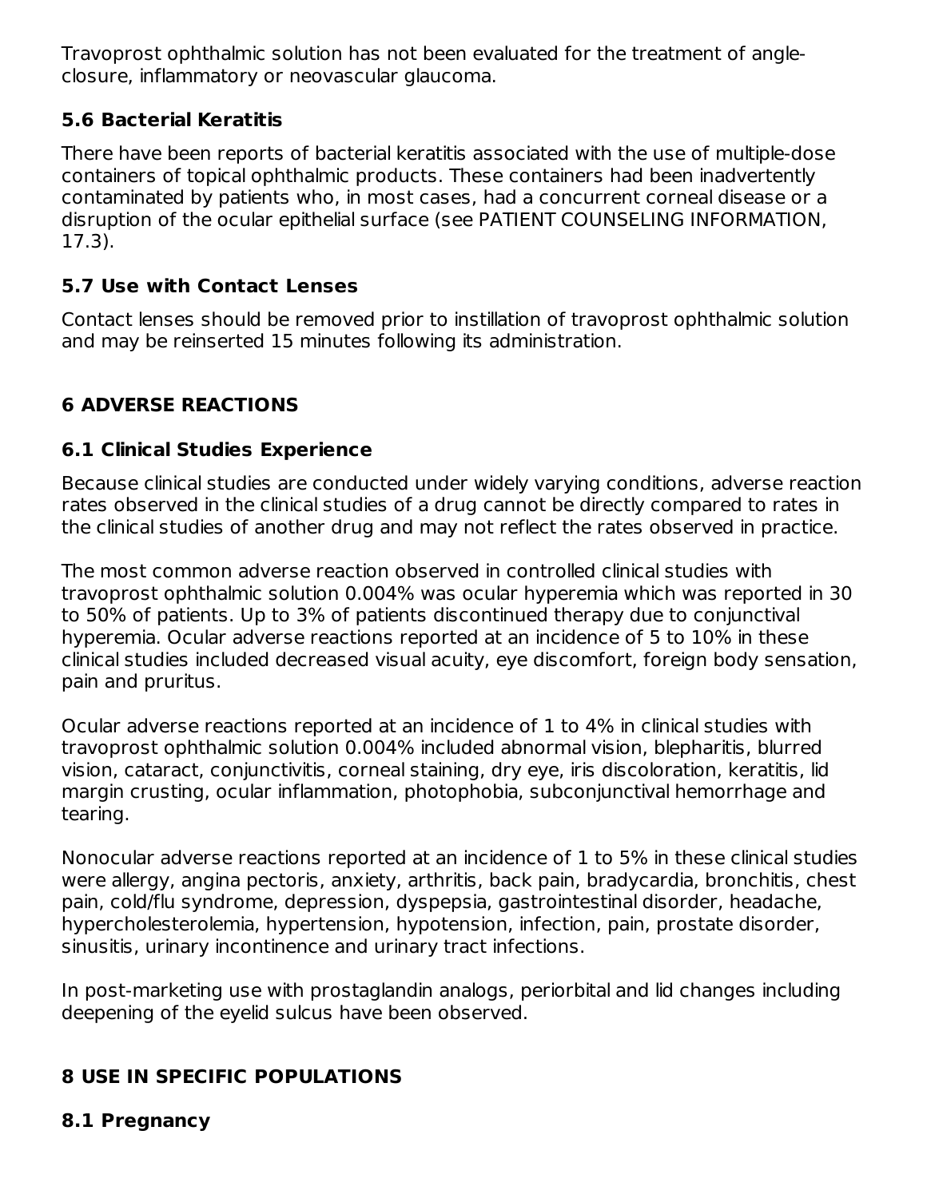Travoprost ophthalmic solution has not been evaluated for the treatment of angle-closure, inflammatory or neovascular glaucoma.

### 5.6 Bacterial Keratitis

There have been reports of bacterial keratitis associated with the use of multiple-dose containers of topical ophthalmic products. These containers had been inadvertently contaminated by patients who, in most cases, had a concurrent corneal disease or a disruption of the ocular epithelial surface (see PATIENT COUNSELING INFORMATION, 17.3).

### 5.7 Use with Contact Lenses

Contact lenses should be removed prior to instillation of travoprost ophthalmic solution and may be reinserted 15 minutes following its administration.

## 6 ADVERSE REACTIONS

### 6.1 Clinical Studies Experience

Because clinical studies are conducted under widely varying conditions, adverse reaction rates observed in the clinical studies of a drug cannot be directly compared to rates in the clinical studies of another drug and may not reflect the rates observed in practice.

The most common adverse reaction observed in controlled clinical studies with travoprost ophthalmic solution 0.004% was ocular hyperemia which was reported in 30 to 50% of patients. Up to 3% of patients discontinued therapy due to conjunctival hyperemia. Ocular adverse reactions reported at an incidence of 5 to 10% in these clinical studies included decreased visual acuity, eye discomfort, foreign body sensation, pain and pruritus.

Ocular adverse reactions reported at an incidence of 1 to 4% in clinical studies with travoprost ophthalmic solution 0.004% included abnormal vision, blepharitis, blurred vision, cataract, conjunctivitis, corneal staining, dry eye, iris discoloration, keratitis, lid margin crusting, ocular inflammation, photophobia, subconjunctival hemorrhage and tearing.

Nonocular adverse reactions reported at an incidence of 1 to 5% in these clinical studies were allergy, angina pectoris, anxiety, arthritis, back pain, bradycardia, bronchitis, chest pain, cold/flu syndrome, depression, dyspepsia, gastrointestinal disorder, headache, hypercholesterolemia, hypertension, hypotension, infection, pain, prostate disorder, sinusitis, urinary incontinence and urinary tract infections.

In post-marketing use with prostaglandin analogs, periorbital and lid changes including deepening of the eyelid sulcus have been observed.

## 8 USE IN SPECIFIC POPULATIONS

### 8.1 Pregnancy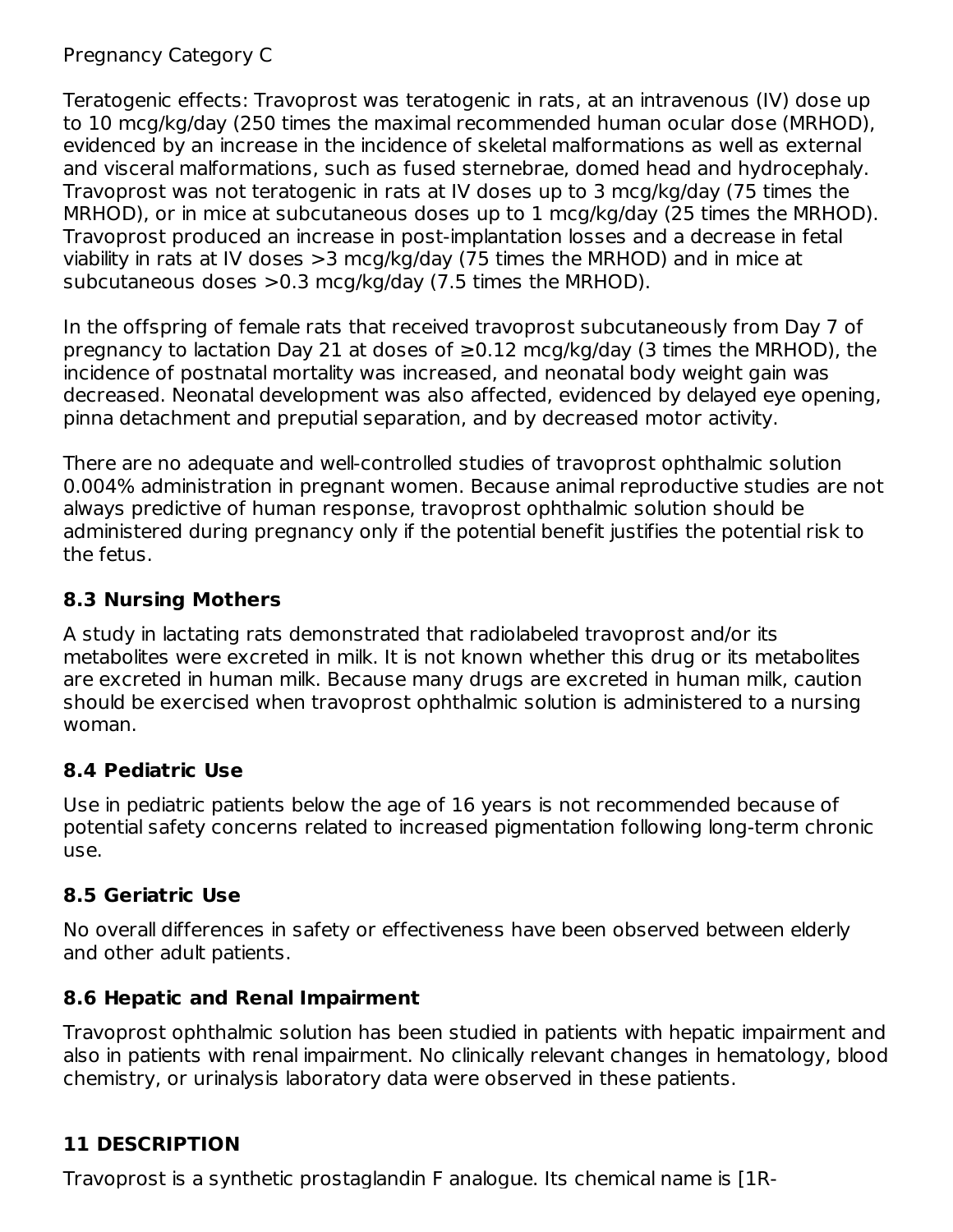Pregnancy Category C

Teratogenic effects: Travoprost was teratogenic in rats, at an intravenous (IV) dose up to 10 mcg/kg/day (250 times the maximal recommended human ocular dose (MRHOD), evidenced by an increase in the incidence of skeletal malformations as well as external and visceral malformations, such as fused sternebrae, domed head and hydrocephaly. Travoprost was not teratogenic in rats at IV doses up to 3 mcg/kg/day (75 times the MRHOD), or in mice at subcutaneous doses up to 1 mcg/kg/day (25 times the MRHOD). Travoprost produced an increase in post-implantation losses and a decrease in fetal viability in rats at IV doses >3 mcg/kg/day (75 times the MRHOD) and in mice at subcutaneous doses >0.3 mcg/kg/day (7.5 times the MRHOD).

In the offspring of female rats that received travoprost subcutaneously from Day 7 of pregnancy to lactation Day 21 at doses of ≥0.12 mcg/kg/day (3 times the MRHOD), the incidence of postnatal mortality was increased, and neonatal body weight gain was decreased. Neonatal development was also affected, evidenced by delayed eye opening, pinna detachment and preputial separation, and by decreased motor activity.

There are no adequate and well-controlled studies of travoprost ophthalmic solution 0.004% administration in pregnant women. Because animal reproductive studies are not always predictive of human response, travoprost ophthalmic solution should be administered during pregnancy only if the potential benefit justifies the potential risk to the fetus.

### 8.3 Nursing Mothers

A study in lactating rats demonstrated that radiolabeled travoprost and/or its metabolites were excreted in milk. It is not known whether this drug or its metabolites are excreted in human milk. Because many drugs are excreted in human milk, caution should be exercised when travoprost ophthalmic solution is administered to a nursing woman.

### 8.4 Pediatric Use

Use in pediatric patients below the age of 16 years is not recommended because of potential safety concerns related to increased pigmentation following long-term chronic use.

### 8.5 Geriatric Use

No overall differences in safety or effectiveness have been observed between elderly and other adult patients.

### 8.6 Hepatic and Renal Impairment

Travoprost ophthalmic solution has been studied in patients with hepatic impairment and also in patients with renal impairment. No clinically relevant changes in hematology, blood chemistry, or urinalysis laboratory data were observed in these patients.

## 11 DESCRIPTION

Travoprost is a synthetic prostaglandin F analogue. Its chemical name is [1R-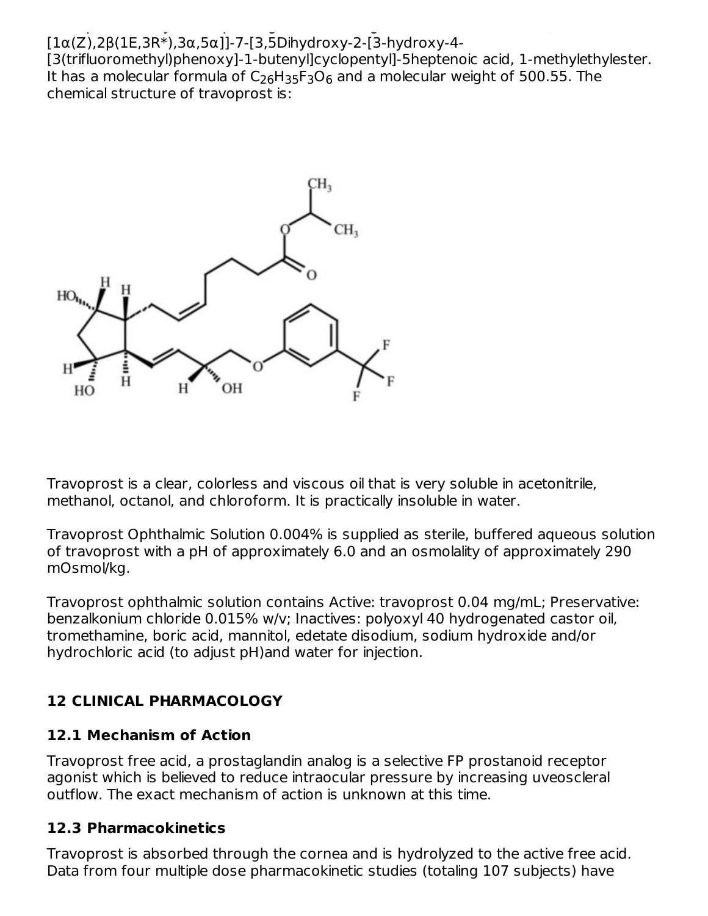[1α(Z),2β(1E,3R*),3α,5α]]-7-[3,5Dihydroxy-2-[3-hydroxy-4-[3(trifluoromethyl)phenoxy]-1-butenyl]cyclopentyl]-5heptenoic acid, 1-methylethylester. It has a molecular formula of $C_{26}H_{35}F_3O_6$ and a molecular weight of 500.55. The chemical structure of travoprost is:

Travoprost is a clear, colorless and viscous oil that is very soluble in acetonitrile, methanol, octanol, and chloroform. It is practically insoluble in water.

Travoprost Ophthalmic Solution 0.004% is supplied as sterile, buffered aqueous solution of travoprost with a pH of approximately 6.0 and an osmolality of approximately 290 mOsmol/kg.

Travoprost ophthalmic solution contains Active: travoprost 0.04 mg/mL; Preservative: benzalkonium chloride 0.015% w/v; Inactives: polyoxyl 40 hydrogenated castor oil, tromethamine, boric acid, mannitol, edetate disodium, sodium hydroxide and/or hydrochloric acid (to adjust pH)and water for injection.

## 12 CLINICAL PHARMACOLOGY

### 12.1 Mechanism of Action

Travoprost free acid, a prostaglandin analog is a selective FP prostanoid receptor agonist which is believed to reduce intraocular pressure by increasing uveoscleral outflow. The exact mechanism of action is unknown at this time.

### 12.3 Pharmacokinetics

Travoprost is absorbed through the cornea and is hydrolyzed to the active free acid. Data from four multiple dose pharmacokinetic studies (totaling 107 subjects) have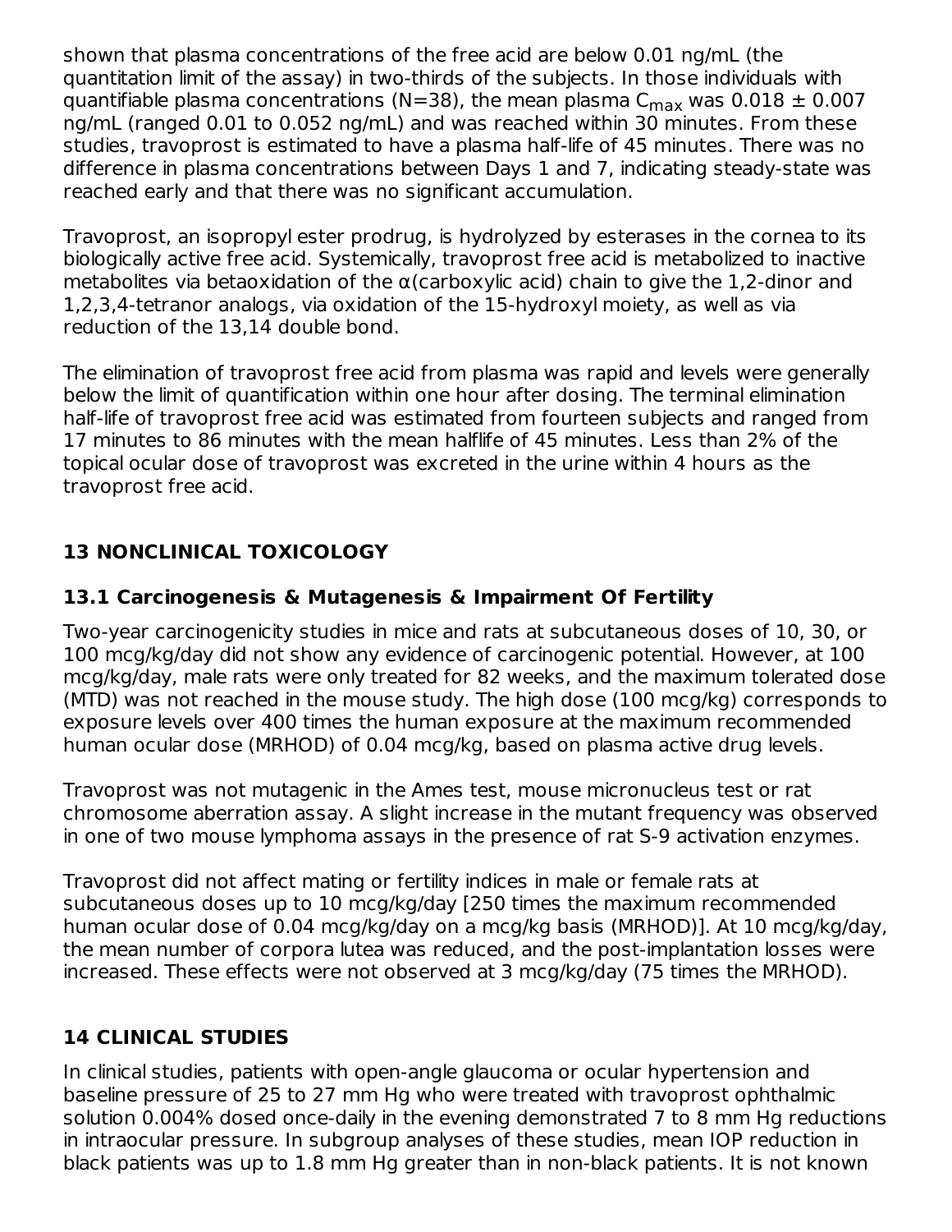shown that plasma concentrations of the free acid are below 0.01 ng/mL (the quantitation limit of the assay) in two-thirds of the subjects. In those individuals with quantifiable plasma concentrations (N=38), the mean plasma $C_{max}$ was 0.018 ± 0.007 ng/mL (ranged 0.01 to 0.052 ng/mL) and was reached within 30 minutes. From these studies, travoprost is estimated to have a plasma half-life of 45 minutes. There was no difference in plasma concentrations between Days 1 and 7, indicating steady-state was reached early and that there was no significant accumulation.

Travoprost, an isopropyl ester prodrug, is hydrolyzed by esterases in the cornea to its biologically active free acid. Systemically, travoprost free acid is metabolized to inactive metabolites via betaoxidation of the α(carboxylic acid) chain to give the 1,2-dinor and 1,2,3,4-tetranor analogs, via oxidation of the 15-hydroxyl moiety, as well as via reduction of the 13,14 double bond.

The elimination of travoprost free acid from plasma was rapid and levels were generally below the limit of quantification within one hour after dosing. The terminal elimination half-life of travoprost free acid was estimated from fourteen subjects and ranged from 17 minutes to 86 minutes with the mean halflife of 45 minutes. Less than 2% of the topical ocular dose of travoprost was excreted in the urine within 4 hours as the travoprost free acid.

## 13 NONCLINICAL TOXICOLOGY

### 13.1 Carcinogenesis & Mutagenesis & Impairment Of Fertility

Two-year carcinogenicity studies in mice and rats at subcutaneous doses of 10, 30, or 100 mcg/kg/day did not show any evidence of carcinogenic potential. However, at 100 mcg/kg/day, male rats were only treated for 82 weeks, and the maximum tolerated dose (MTD) was not reached in the mouse study. The high dose (100 mcg/kg) corresponds to exposure levels over 400 times the human exposure at the maximum recommended human ocular dose (MRHOD) of 0.04 mcg/kg, based on plasma active drug levels.

Travoprost was not mutagenic in the Ames test, mouse micronucleus test or rat chromosome aberration assay. A slight increase in the mutant frequency was observed in one of two mouse lymphoma assays in the presence of rat S-9 activation enzymes.

Travoprost did not affect mating or fertility indices in male or female rats at subcutaneous doses up to 10 mcg/kg/day [250 times the maximum recommended human ocular dose of 0.04 mcg/kg/day on a mcg/kg basis (MRHOD)]. At 10 mcg/kg/day, the mean number of corpora lutea was reduced, and the post-implantation losses were increased. These effects were not observed at 3 mcg/kg/day (75 times the MRHOD).

## 14 CLINICAL STUDIES

In clinical studies, patients with open-angle glaucoma or ocular hypertension and baseline pressure of 25 to 27 mm Hg who were treated with travoprost ophthalmic solution 0.004% dosed once-daily in the evening demonstrated 7 to 8 mm Hg reductions in intraocular pressure. In subgroup analyses of these studies, mean IOP reduction in black patients was up to 1.8 mm Hg greater than in non-black patients. It is not known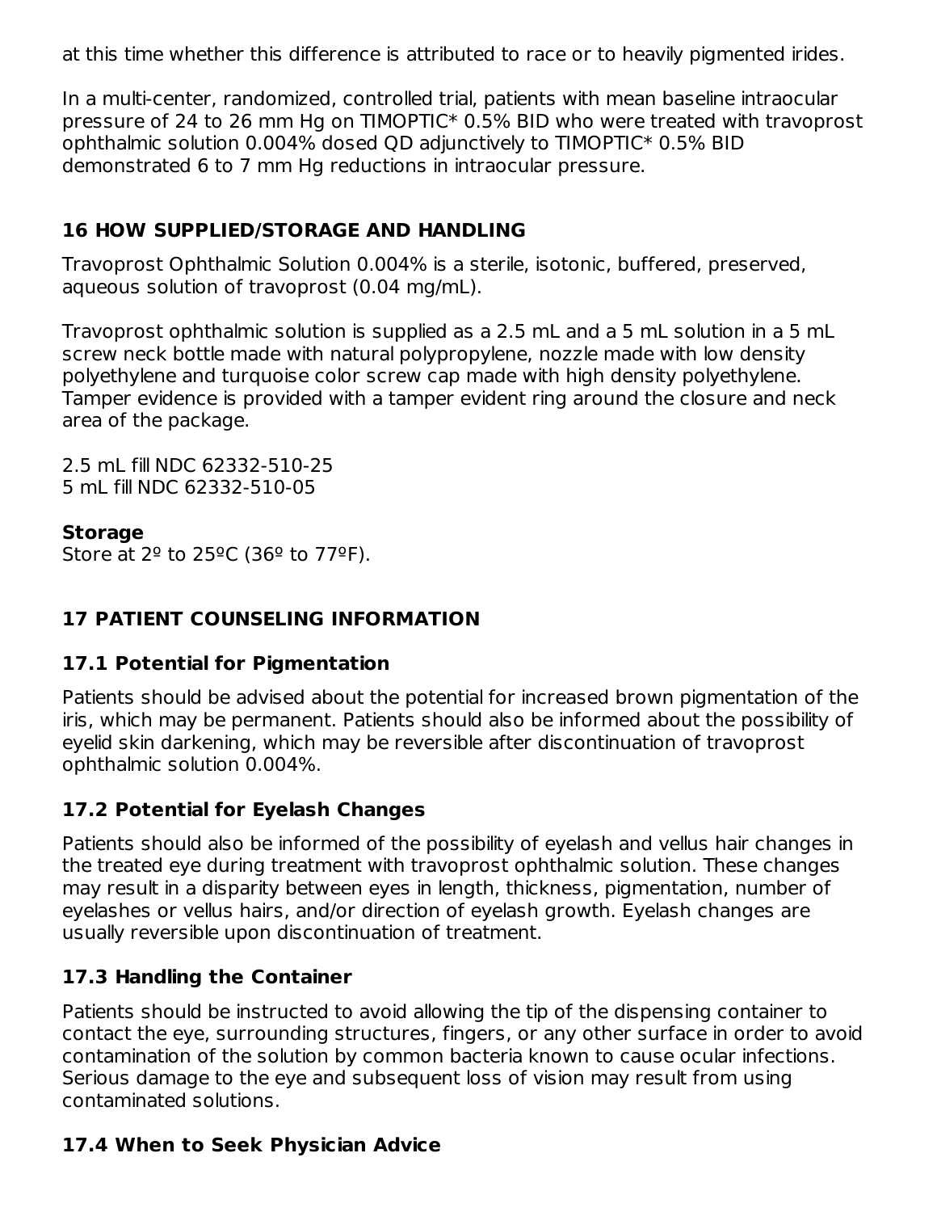at this time whether this difference is attributed to race or to heavily pigmented irides.

In a multi-center, randomized, controlled trial, patients with mean baseline intraocular pressure of 24 to 26 mm Hg on TIMOPTIC* 0.5% BID who were treated with travoprost ophthalmic solution 0.004% dosed QD adjunctively to TIMOPTIC* 0.5% BID demonstrated 6 to 7 mm Hg reductions in intraocular pressure.

## 16 HOW SUPPLIED/STORAGE AND HANDLING

Travoprost Ophthalmic Solution 0.004% is a sterile, isotonic, buffered, preserved, aqueous solution of travoprost (0.04 mg/mL).

Travoprost ophthalmic solution is supplied as a 2.5 mL and a 5 mL solution in a 5 mL screw neck bottle made with natural polypropylene, nozzle made with low density polyethylene and turquoise color screw cap made with high density polyethylene. Tamper evidence is provided with a tamper evident ring around the closure and neck area of the package.

2.5 mL fill NDC 62332-510-25
5 mL fill NDC 62332-510-05

**Storage**
Store at 2º to 25ºC (36º to 77ºF).

## 17 PATIENT COUNSELING INFORMATION

### 17.1 Potential for Pigmentation

Patients should be advised about the potential for increased brown pigmentation of the iris, which may be permanent. Patients should also be informed about the possibility of eyelid skin darkening, which may be reversible after discontinuation of travoprost ophthalmic solution 0.004%.

### 17.2 Potential for Eyelash Changes

Patients should also be informed of the possibility of eyelash and vellus hair changes in the treated eye during treatment with travoprost ophthalmic solution. These changes may result in a disparity between eyes in length, thickness, pigmentation, number of eyelashes or vellus hairs, and/or direction of eyelash growth. Eyelash changes are usually reversible upon discontinuation of treatment.

### 17.3 Handling the Container

Patients should be instructed to avoid allowing the tip of the dispensing container to contact the eye, surrounding structures, fingers, or any other surface in order to avoid contamination of the solution by common bacteria known to cause ocular infections. Serious damage to the eye and subsequent loss of vision may result from using contaminated solutions.

### 17.4 When to Seek Physician Advice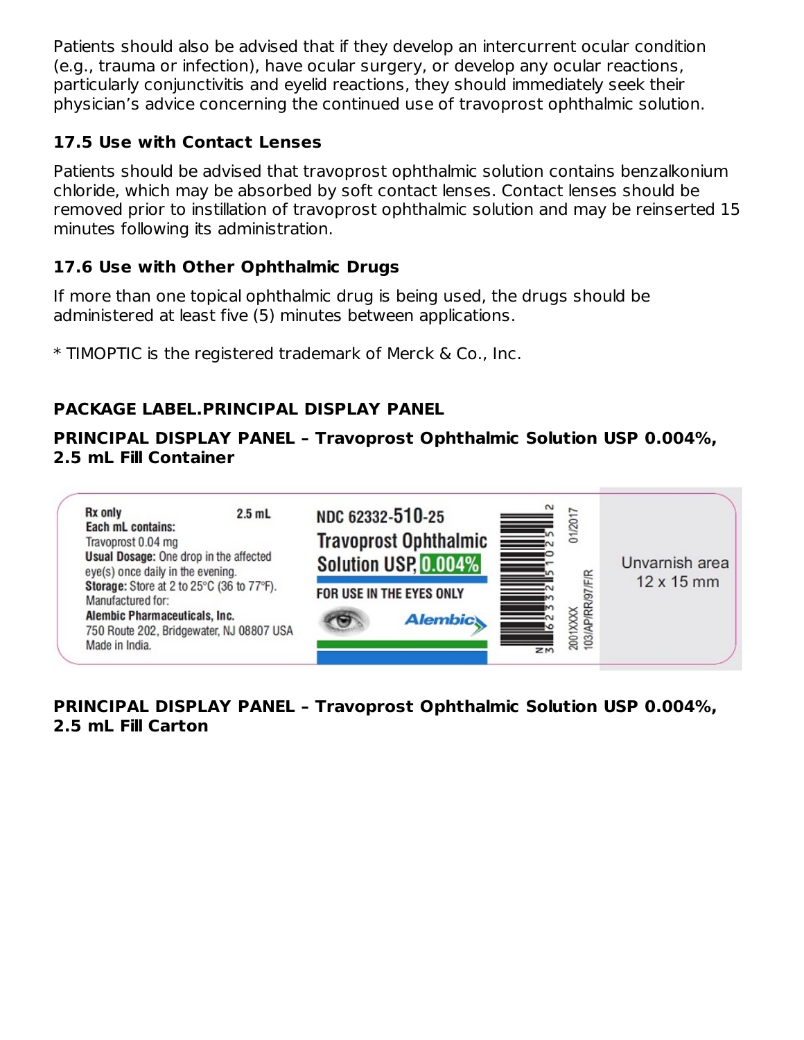Patients should also be advised that if they develop an intercurrent ocular condition (e.g., trauma or infection), have ocular surgery, or develop any ocular reactions, particularly conjunctivitis and eyelid reactions, they should immediately seek their physician's advice concerning the continued use of travoprost ophthalmic solution.

### 17.5 Use with Contact Lenses

Patients should be advised that travoprost ophthalmic solution contains benzalkonium chloride, which may be absorbed by soft contact lenses. Contact lenses should be removed prior to instillation of travoprost ophthalmic solution and may be reinserted 15 minutes following its administration.

### 17.6 Use with Other Ophthalmic Drugs

If more than one topical ophthalmic drug is being used, the drugs should be administered at least five (5) minutes between applications.

* TIMOPTIC is the registered trademark of Merck & Co., Inc.

## PACKAGE LABEL.PRINCIPAL DISPLAY PANEL

### PRINCIPAL DISPLAY PANEL – Travoprost Ophthalmic Solution USP 0.004%, 2.5 mL Fill Container

**Rx only** 2.5 mL
**Each mL contains:**
Travoprost 0.04 mg
**Usual Dosage:** One drop in the affected eye(s) once daily in the evening.
**Storage:** Store at 2 to 25°C (36 to 77°F).
Manufactured for:
**Alembic Pharmaceuticals, Inc.**
750 Route 202, Bridgewater, NJ 08807 USA
Made in India.

NDC 62332-510-25
Travoprost Ophthalmic Solution USP, 0.004%
FOR USE IN THE EYES ONLY
Alembic

N 3 62332 51025 2

01/2017
2001XXXX
103/AP/RR/97/F/R

Unvarnish area 12 x 15 mm

### PRINCIPAL DISPLAY PANEL – Travoprost Ophthalmic Solution USP 0.004%, 2.5 mL Fill Carton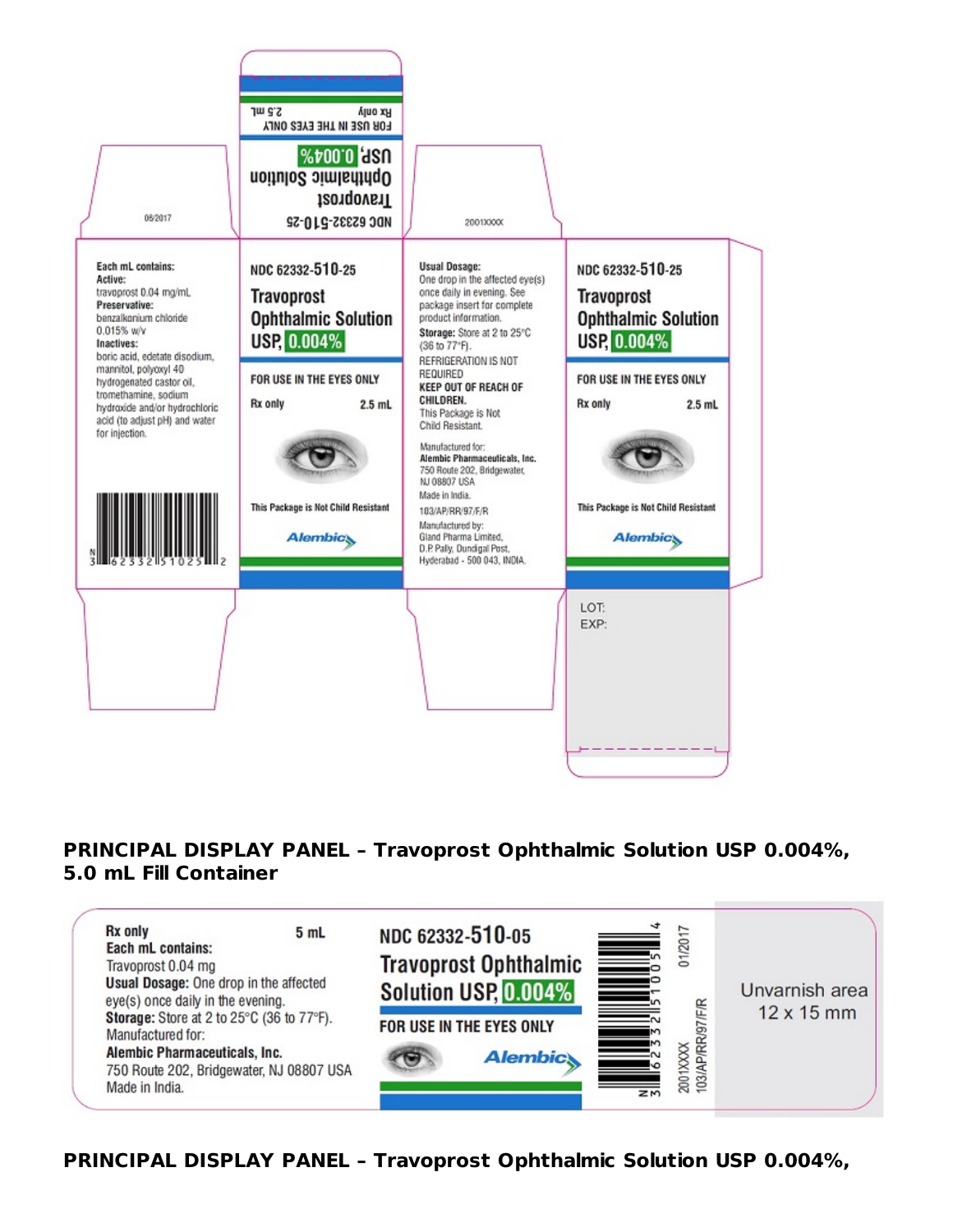08/2017

2001XXXX

NDC 62332-510-25

Travoprost

Ophthalmic Solution

USP, 0.004%

FOR USE IN THE EYES ONLY

Rx only 2.5 mL

**Each mL contains:**
**Active:**
travoprost 0.04 mg/mL
**Preservative:**
benzalkonium chloride 0.015% w/v
**Inactives:**
boric acid, edetate disodium, mannitol, polyoxyl 40 hydrogenated castor oil, tromethamine, sodium hydroxide and/or hydrochloric acid (to adjust pH) and water for injection.

N 3 62332 51025 2

NDC 62332-510-25

Travoprost
Ophthalmic Solution
USP, 0.004%

FOR USE IN THE EYES ONLY

Rx only 2.5 mL

This Package is Not Child Resistant

Alembic

**Usual Dosage:**
One drop in the affected eye(s) once daily in evening. See package insert for complete product information.
**Storage:** Store at 2 to 25°C (36 to 77°F).
REFRIGERATION IS NOT REQUIRED
**KEEP OUT OF REACH OF CHILDREN.**
This Package is Not Child Resistant.

Manufactured for:
**Alembic Pharmaceuticals, Inc.**
750 Route 202, Bridgewater, NJ 08807 USA
Made in India.

103/AP/RR/97/F/R

Manufactured by:
Gland Pharma Limited,
D.P. Pally, Dundigal Post,
Hyderabad - 500 043, INDIA.

NDC 62332-510-25

Travoprost
Ophthalmic Solution
USP, 0.004%

FOR USE IN THE EYES ONLY

Rx only 2.5 mL

This Package is Not Child Resistant

Alembic

LOT:
EXP:

**PRINCIPAL DISPLAY PANEL – Travoprost Ophthalmic Solution USP 0.004%, 5.0 mL Fill Container**

**Rx only** 5 mL
**Each mL contains:**
Travoprost 0.04 mg
**Usual Dosage:** One drop in the affected eye(s) once daily in the evening.
**Storage:** Store at 2 to 25°C (36 to 77°F).
Manufactured for:
**Alembic Pharmaceuticals, Inc.**
750 Route 202, Bridgewater, NJ 08807 USA
Made in India.

NDC 62332-510-05

Travoprost Ophthalmic Solution USP, 0.004%

FOR USE IN THE EYES ONLY

Alembic

N 3 62332 51005 4

01/2017

2001XXXX

103/AP/RR/97/F/R

Unvarnish area
12 x 15 mm

**PRINCIPAL DISPLAY PANEL – Travoprost Ophthalmic Solution USP 0.004%,**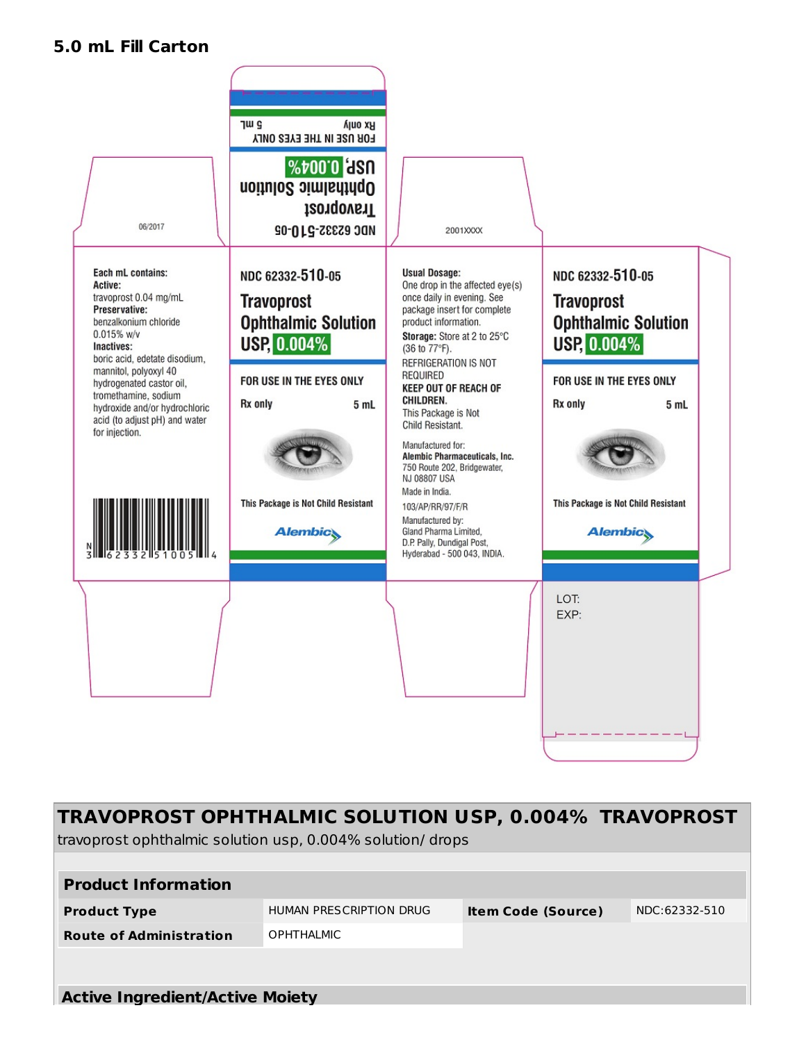**5.0 mL Fill Carton**

NDC 62332-510-05
Travoprost
Ophthalmic Solution
USP, 0.004%

FOR USE IN THE EYES ONLY
Rx only 5 mL

06/2017

2001XXXX

**Each mL contains:**
**Active:**
travoprost 0.04 mg/mL
**Preservative:**
benzalkonium chloride 0.015% w/v
**Inactives:**
boric acid, edetate disodium, mannitol, polyoxyl 40 hydrogenated castor oil, tromethamine, sodium hydroxide and/or hydrochloric acid (to adjust pH) and water for injection.

N 3 62332 51005 4

NDC 62332-510-05
**Travoprost Ophthalmic Solution USP, 0.004%**

FOR USE IN THE EYES ONLY
Rx only 5 mL

This Package is Not Child Resistant

Alembic

**Usual Dosage:**
One drop in the affected eye(s) once daily in evening. See package insert for complete product information.
**Storage:** Store at 2 to 25°C (36 to 77°F).
REFRIGERATION IS NOT REQUIRED
**KEEP OUT OF REACH OF CHILDREN.**
This Package is Not Child Resistant.

Manufactured for:
**Alembic Pharmaceuticals, Inc.**
750 Route 202, Bridgewater, NJ 08807 USA
Made in India.
103/AP/RR/97/F/R
Manufactured by:
Gland Pharma Limited,
D.P. Pally, Dundigal Post,
Hyderabad - 500 043, INDIA.

NDC 62332-510-05
**Travoprost Ophthalmic Solution USP, 0.004%**

FOR USE IN THE EYES ONLY
Rx only 5 mL

This Package is Not Child Resistant

Alembic

LOT:
EXP:

## TRAVOPROST OPHTHALMIC SOLUTION USP, 0.004% TRAVOPROST

travoprost ophthalmic solution usp, 0.004% solution/ drops

| **Product Information** | | | |
|---|---|---|---|
| **Product Type** | HUMAN PRESCRIPTION DRUG | **Item Code (Source)** | NDC:62332-510 |
| **Route of Administration** | OPHTHALMIC | | |

**Active Ingredient/Active Moiety**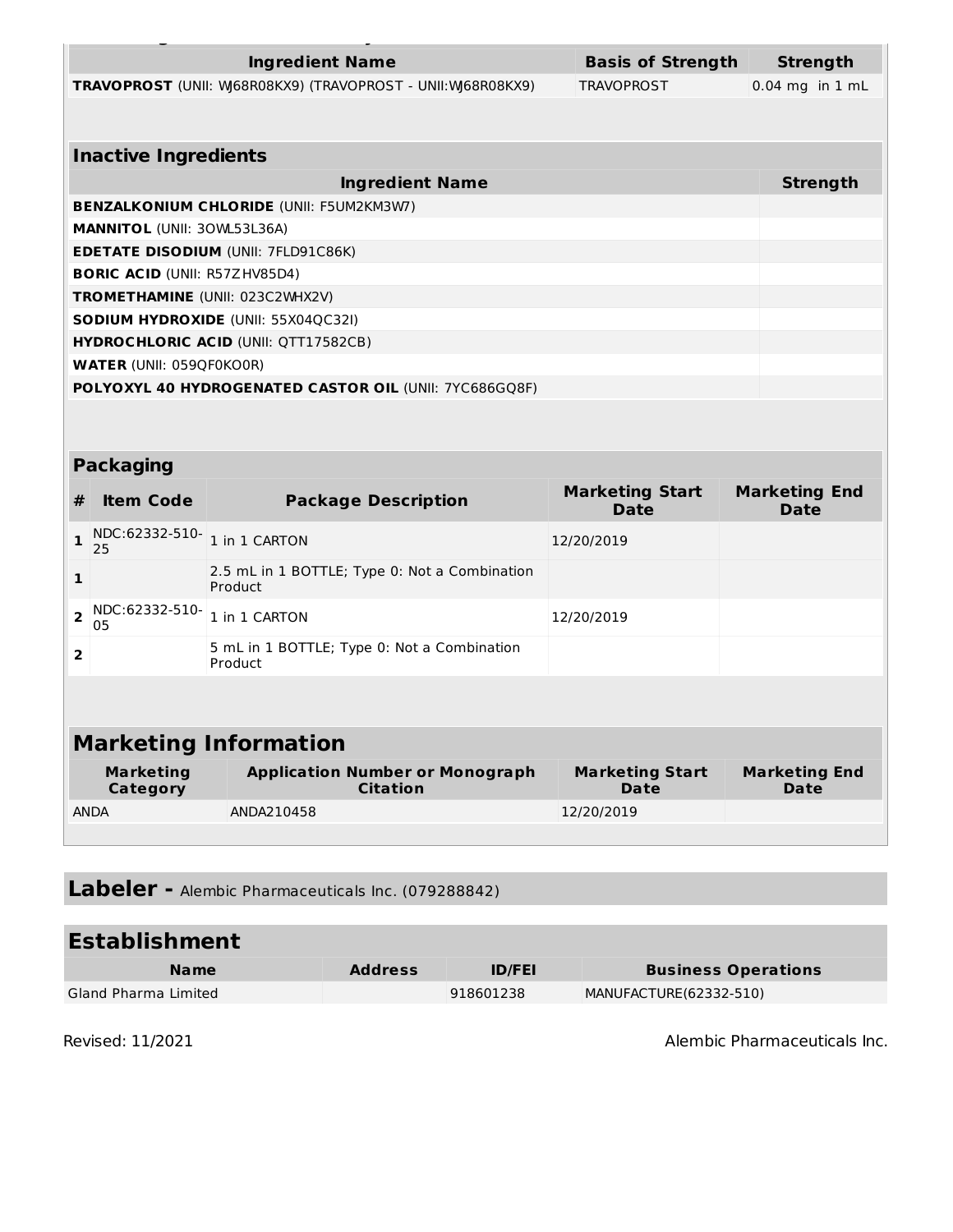| Ingredient Name | Basis of Strength | Strength |
| --- | --- | --- |
| **TRAVOPROST** (UNII: WJ68R08KX9) (TRAVOPROST - UNII:WJ68R08KX9) | TRAVOPROST | 0.04 mg in 1 mL |

**Inactive Ingredients**

| Ingredient Name | Strength |
| --- | --- |
| **BENZALKONIUM CHLORIDE** (UNII: F5UM2KM3W7) | |
| **MANNITOL** (UNII: 3OWL53L36A) | |
| **EDETATE DISODIUM** (UNII: 7FLD91C86K) | |
| **BORIC ACID** (UNII: R57ZHV85D4) | |
| **TROMETHAMINE** (UNII: 023C2WHX2V) | |
| **SODIUM HYDROXIDE** (UNII: 55X04QC32I) | |
| **HYDROCHLORIC ACID** (UNII: QTT17582CB) | |
| **WATER** (UNII: 059QF0KO0R) | |
| **POLYOXYL 40 HYDROGENATED CASTOR OIL** (UNII: 7YC686GQ8F) | |

**Packaging**

| # | Item Code | Package Description | Marketing Start Date | Marketing End Date |
| --- | --- | --- | --- | --- |
| 1 | NDC:62332-510-25 | 1 in 1 CARTON | 12/20/2019 | |
| 1 | | 2.5 mL in 1 BOTTLE; Type 0: Not a Combination Product | | |
| 2 | NDC:62332-510-05 | 1 in 1 CARTON | 12/20/2019 | |
| 2 | | 5 mL in 1 BOTTLE; Type 0: Not a Combination Product | | |

## Marketing Information

| Marketing Category | Application Number or Monograph Citation | Marketing Start Date | Marketing End Date |
| --- | --- | --- | --- |
| ANDA | ANDA210458 | 12/20/2019 | |

## Labeler - Alembic Pharmaceuticals Inc. (079288842)

## Establishment

| Name | Address | ID/FEI | Business Operations |
| --- | --- | --- | --- |
| Gland Pharma Limited | | 918601238 | MANUFACTURE(62332-510) |

Revised: 11/2021

Alembic Pharmaceuticals Inc.